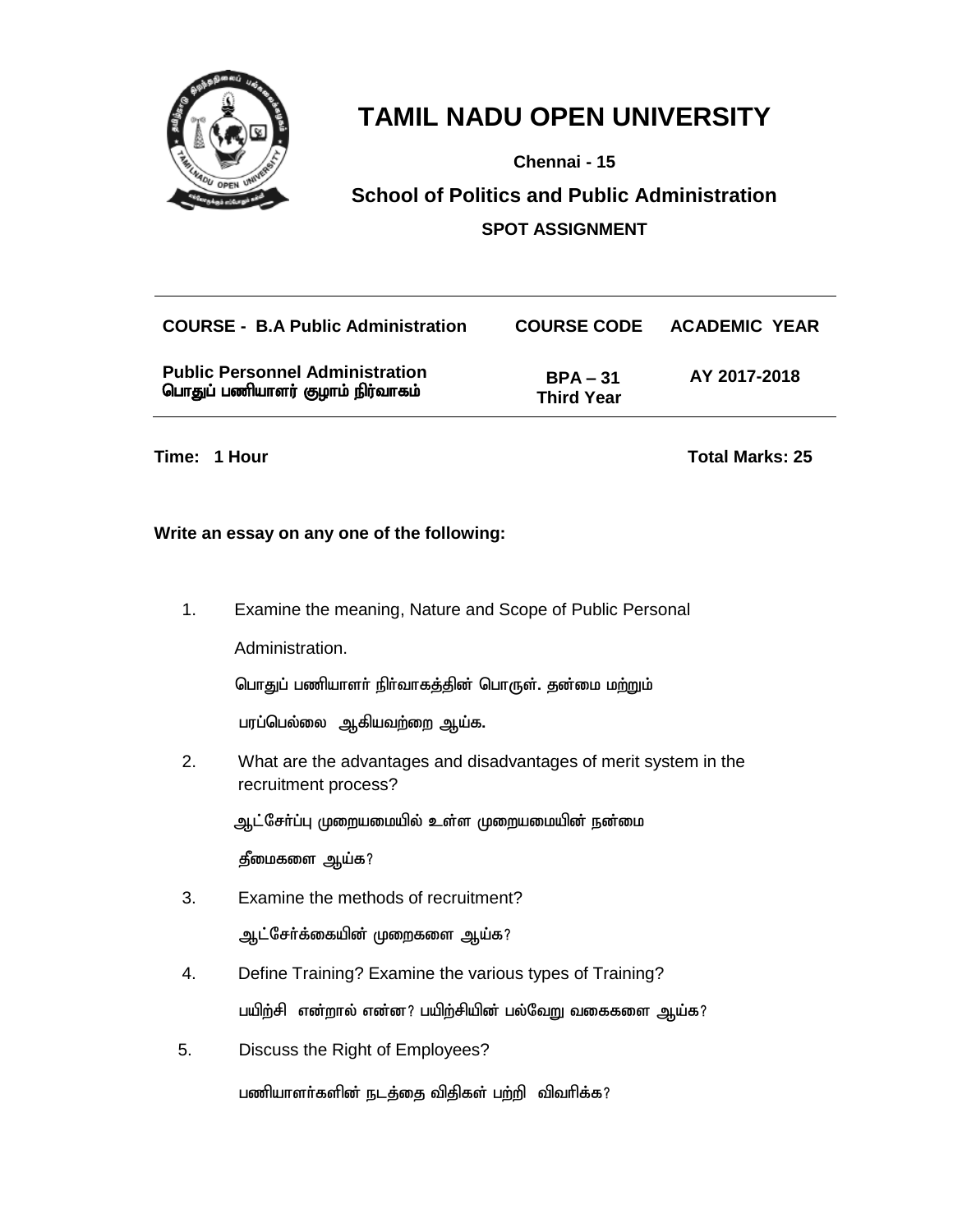# TAMIL NADU OPEN UNIVERSITY

**Chennai - 15**

## School of Politics and Public Administration

**SPOT ASSIGNMENT**

| COURSE - B.A Public Administration | COURSE CODE | ACADEMIC YEAR |
|---|---|---|
| **Public Personnel Administration**<br>**பொதுப் பணியாளர் குழாம் நிர்வாகம்** | **BPA – 31**<br>**Third Year** | **AY 2017-2018** |

**Time: 1 Hour** **Total Marks: 25**

**Write an essay on any one of the following:**

1. Examine the meaning, Nature and Scope of Public Personal Administration.

   பொதுப் பணியாளர் நிர்வாகத்தின் பொருள். தன்மை மற்றும் பரப்பெல்லை ஆகியவற்றை ஆய்க.

2. What are the advantages and disadvantages of merit system in the recruitment process?

   ஆட்சேர்ப்பு முறையமையில் உள்ள முறையமையின் நன்மை தீமைகளை ஆய்க?

3. Examine the methods of recruitment?

   ஆட்சேர்க்கையின் முறைகளை ஆய்க?

4. Define Training? Examine the various types of Training?

   பயிற்சி என்றால் என்ன? பயிற்சியின் பல்வேறு வகைகளை ஆய்க?

5. Discuss the Right of Employees?

   பணியாளர்களின் நடத்தை விதிகள் பற்றி விவரிக்க?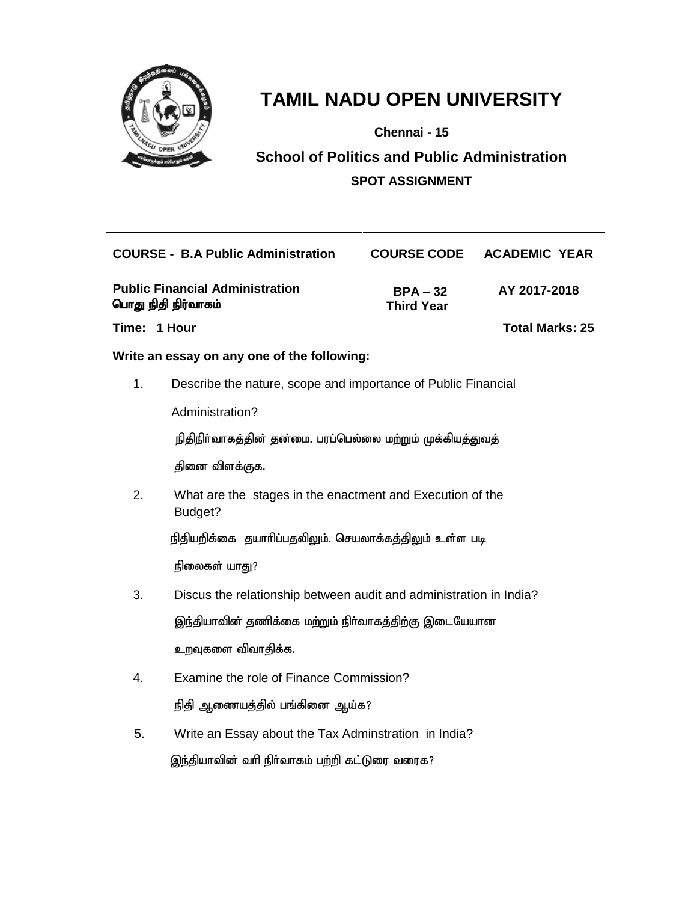# TAMIL NADU OPEN UNIVERSITY

**Chennai - 15**

## School of Politics and Public Administration

**SPOT ASSIGNMENT**

| COURSE - B.A Public Administration | COURSE CODE | ACADEMIC YEAR |
|---|---|---|
| **Public Financial Administration**<br>**பொது நிதி நிர்வாகம்** | **BPA – 32**<br>**Third Year** | **AY 2017-2018** |

**Time: 1 Hour** **Total Marks: 25**

**Write an essay on any one of the following:**

1. Describe the nature, scope and importance of Public Financial Administration?

   நிதிநிர்வாகத்தின் தன்மை. பரப்பெல்லை மற்றும் முக்கியத்துவத்தினை விளக்குக.

2. What are the stages in the enactment and Execution of the Budget?

   நிதியறிக்கை தயாரிப்பதலிலும். செயலாக்கத்திலும் உள்ள படி நிலைகள் யாது?

3. Discus the relationship between audit and administration in India?

   இந்தியாவின் தணிக்கை மற்றும் நிர்வாகத்திற்கு இடையேயான உறவுகளை விவாதிக்க.

4. Examine the role of Finance Commission?

   நிதி ஆணையத்தில் பங்கினை ஆய்க?

5. Write an Essay about the Tax Adminstration in India?

   இந்தியாவின் வரி நிர்வாகம் பற்றி கட்டுரை வரைக?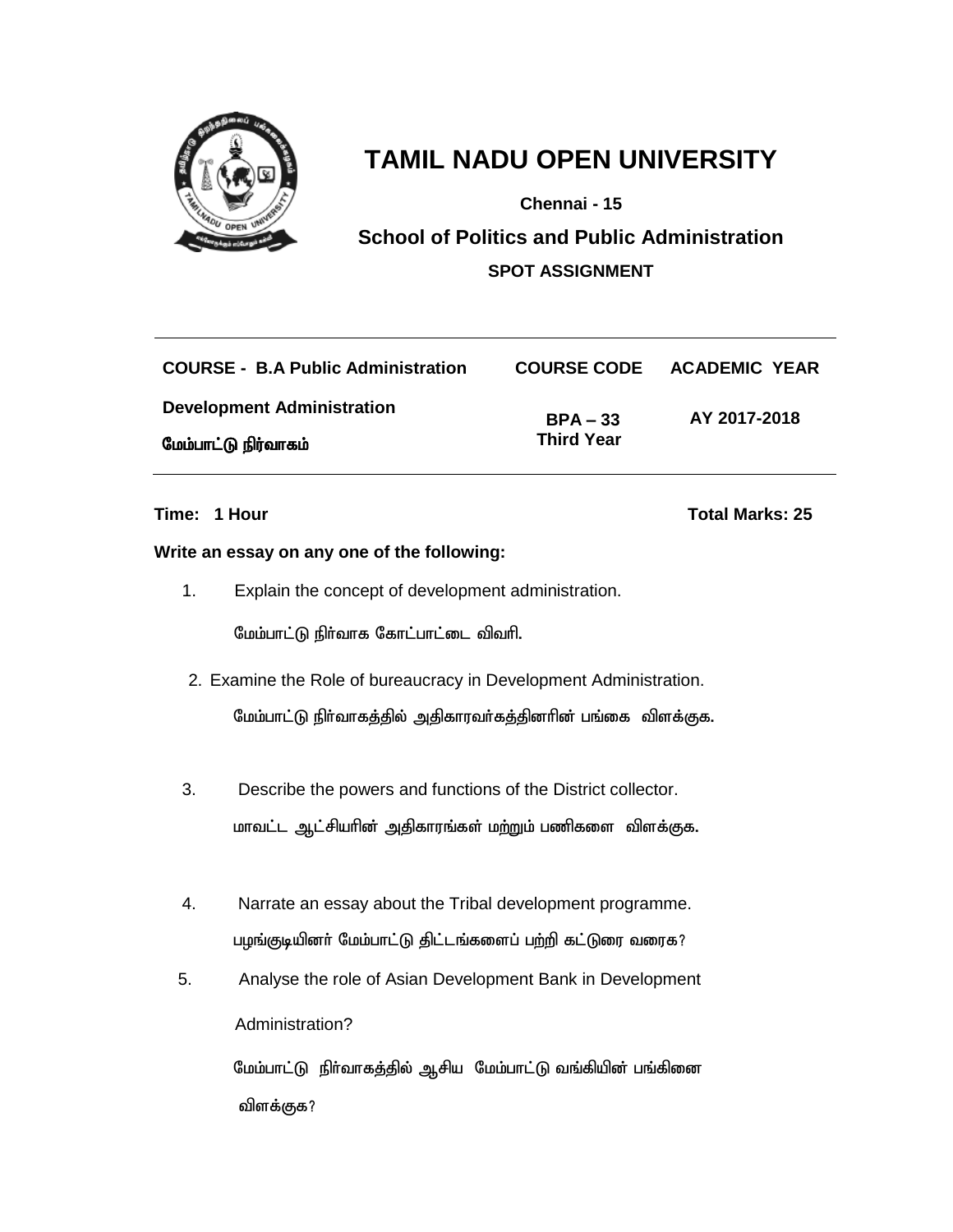# TAMIL NADU OPEN UNIVERSITY

**Chennai - 15**

**School of Politics and Public Administration**

**SPOT ASSIGNMENT**

| COURSE - B.A Public Administration | COURSE CODE | ACADEMIC YEAR |
|---|---|---|
| **Development Administration** <br> **மேம்பாட்டு நிர்வாகம்** | **BPA – 33** <br> **Third Year** | **AY 2017-2018** |

**Time: 1 Hour** **Total Marks: 25**

**Write an essay on any one of the following:**

1. Explain the concept of development administration.

   மேம்பாட்டு நிர்வாக கோட்பாட்டை விவரி.

2. Examine the Role of bureaucracy in Development Administration.

   மேம்பாட்டு நிர்வாகத்தில் அதிகாரவர்கத்தினரின் பங்கை விளக்குக.

3. Describe the powers and functions of the District collector.

   மாவட்ட ஆட்சியரின் அதிகாரங்கள் மற்றும் பணிகளை விளக்குக.

4. Narrate an essay about the Tribal development programme.

   பழங்குடியினர் மேம்பாட்டு திட்டங்களைப் பற்றி கட்டுரை வரைக?

5. Analyse the role of Asian Development Bank in Development Administration?

   மேம்பாட்டு நிர்வாகத்தில் ஆசிய மேம்பாட்டு வங்கியின் பங்கினை விளக்குக?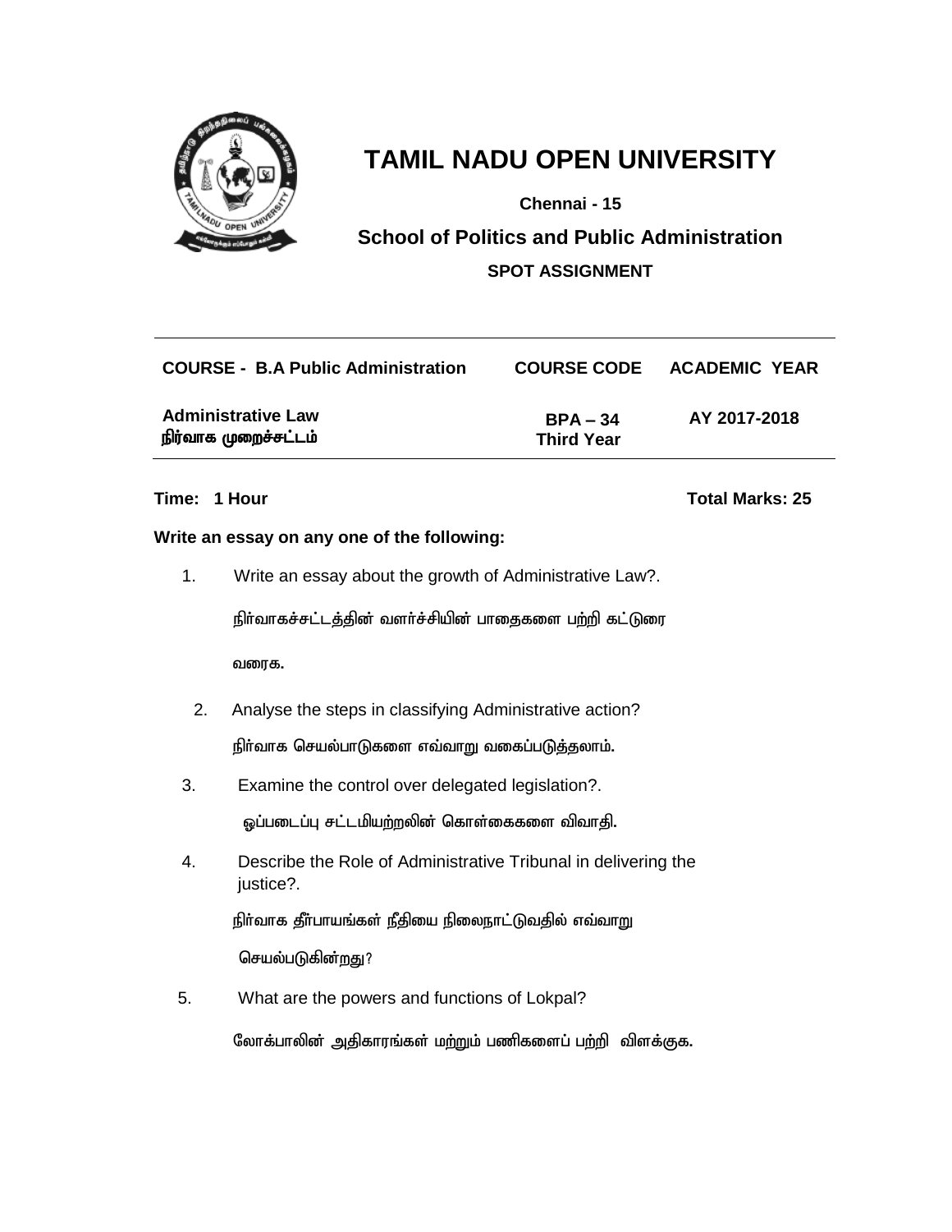# TAMIL NADU OPEN UNIVERSITY

**Chennai - 15**

**School of Politics and Public Administration**

**SPOT ASSIGNMENT**

| COURSE - B.A Public Administration | COURSE CODE | ACADEMIC YEAR |
|---|---|---|
| **Administrative Law**<br>**நிர்வாக முறைச்சட்டம்** | **BPA – 34**<br>**Third Year** | **AY 2017-2018** |

**Time: 1 Hour** **Total Marks: 25**

**Write an essay on any one of the following:**

1. Write an essay about the growth of Administrative Law?.

   நிர்வாகச்சட்டத்தின் வளர்ச்சியின் பாதைகளை பற்றி கட்டுரை வரைக.

2. Analyse the steps in classifying Administrative action?

   நிர்வாக செயல்பாடுகளை எவ்வாறு வகைப்படுத்தலாம்.

3. Examine the control over delegated legislation?.

   ஒப்படைப்பு சட்டமியற்றலின் கொள்கைகளை விவாதி.

4. Describe the Role of Administrative Tribunal in delivering the justice?.

   நிர்வாக தீர்பாயங்கள் நீதியை நிலைநாட்டுவதில் எவ்வாறு செயல்படுகின்றது?

5. What are the powers and functions of Lokpal?

   லோக்பாலின் அதிகாரங்கள் மற்றும் பணிகளைப் பற்றி விளக்குக.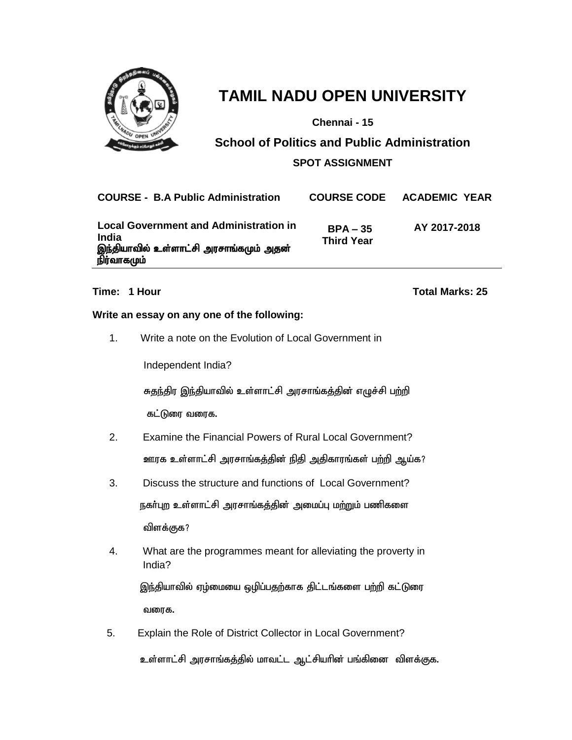# TAMIL NADU OPEN UNIVERSITY

**Chennai - 15**

## School of Politics and Public Administration

**SPOT ASSIGNMENT**

| COURSE - B.A Public Administration | COURSE CODE | ACADEMIC YEAR |
|---|---|---|
| **Local Government and Administration in India**<br>**இந்தியாவில் உள்ளாட்சி அரசாங்கமும் அதன் நிர்வாகமும்** | **BPA – 35**<br>**Third Year** | **AY 2017-2018** |

**Time: 1 Hour** **Total Marks: 25**

**Write an essay on any one of the following:**

1. Write a note on the Evolution of Local Government in Independent India?

   சுதந்திர இந்தியாவில் உள்ளாட்சி அரசாங்கத்தின் எழுச்சி பற்றி கட்டுரை வரைக.

2. Examine the Financial Powers of Rural Local Government?

   ஊரக உள்ளாட்சி அரசாங்கத்தின் நிதி அதிகாரங்கள் பற்றி ஆய்க?

3. Discuss the structure and functions of Local Government?

   நகர்புற உள்ளாட்சி அரசாங்கத்தின் அமைப்பு மற்றும் பணிகளை விளக்குக?

4. What are the programmes meant for alleviating the proverty in India?

   இந்தியாவில் ஏழ்மையை ஒழிப்பதற்காக திட்டங்களை பற்றி கட்டுரை வரைக.

5. Explain the Role of District Collector in Local Government?

   உள்ளாட்சி அரசாங்கத்தில் மாவட்ட ஆட்சியரின் பங்கினை விளக்குக.